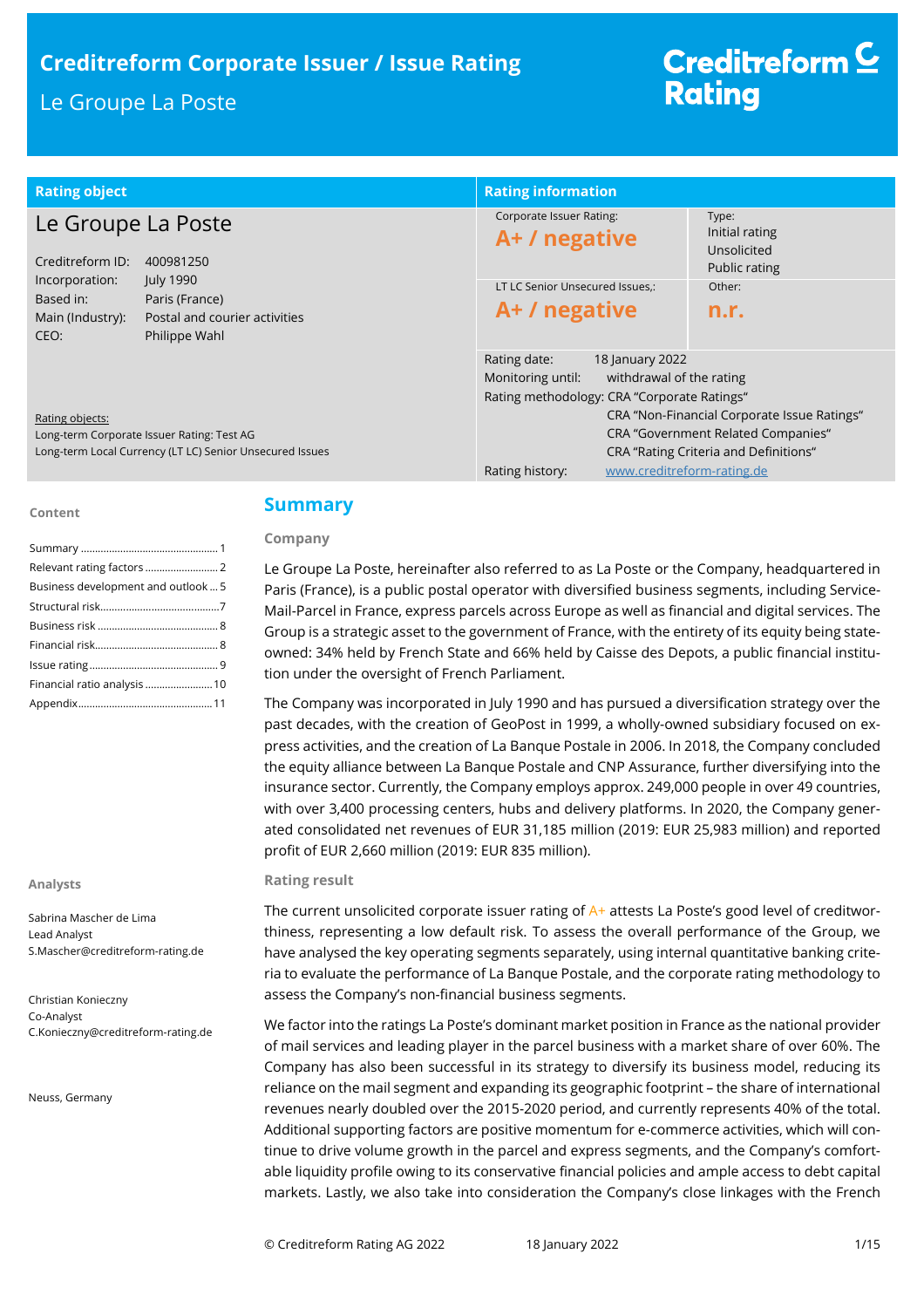# Creditreform Corporate Issuer / Issue Rating

## Le Groupe La Poste

Creditreform Rating

| Rating object | | Rating information | |
|---|---|---|---|
| **Le Groupe La Poste** | | Corporate Issuer Rating: **A+ / negative** | Type: Initial rating Unsolicited Public rating |
| Creditreform ID: | 400981250 | LT LC Senior Unsecured Issues,: **A+ / negative** | Other: **n.r.** |
| Incorporation: | July 1990 | Rating date: 18 January 2022 | |
| Based in: | Paris (France) | Monitoring until: withdrawal of the rating | |
| Main (Industry): | Postal and courier activities | Rating methodology: CRA "Corporate Ratings" CRA "Non-Financial Corporate Issue Ratings" CRA "Government Related Companies" CRA "Rating Criteria and Definitions" | |
| CEO: | Philippe Wahl | Rating history: www.creditreform-rating.de | |

Rating objects:
Long-term Corporate Issuer Rating: Test AG
Long-term Local Currency (LT LC) Senior Unsecured Issues

**Content**

- Summary ... 1
- Relevant rating factors ... 2
- Business development and outlook ... 5
- Structural risk ... 7
- Business risk ... 8
- Financial risk ... 8
- Issue rating ... 9
- Financial ratio analysis ... 10
- Appendix ... 11

**Analysts**

Sabrina Mascher de Lima
Lead Analyst
S.Mascher@creditreform-rating.de

Christian Konieczny
Co-Analyst
C.Konieczny@creditreform-rating.de

Neuss, Germany

## Summary

### Company

Le Groupe La Poste, hereinafter also referred to as La Poste or the Company, headquartered in Paris (France), is a public postal operator with diversified business segments, including Service-Mail-Parcel in France, express parcels across Europe as well as financial and digital services. The Group is a strategic asset to the government of France, with the entirety of its equity being state-owned: 34% held by French State and 66% held by Caisse des Depots, a public financial institution under the oversight of French Parliament.

The Company was incorporated in July 1990 and has pursued a diversification strategy over the past decades, with the creation of GeoPost in 1999, a wholly-owned subsidiary focused on express activities, and the creation of La Banque Postale in 2006. In 2018, the Company concluded the equity alliance between La Banque Postale and CNP Assurance, further diversifying into the insurance sector. Currently, the Company employs approx. 249,000 people in over 49 countries, with over 3,400 processing centers, hubs and delivery platforms. In 2020, the Company generated consolidated net revenues of EUR 31,185 million (2019: EUR 25,983 million) and reported profit of EUR 2,660 million (2019: EUR 835 million).

### Rating result

The current unsolicited corporate issuer rating of A+ attests La Poste's good level of creditworthiness, representing a low default risk. To assess the overall performance of the Group, we have analysed the key operating segments separately, using internal quantitative banking criteria to evaluate the performance of La Banque Postale, and the corporate rating methodology to assess the Company's non-financial business segments.

We factor into the ratings La Poste's dominant market position in France as the national provider of mail services and leading player in the parcel business with a market share of over 60%. The Company has also been successful in its strategy to diversify its business model, reducing its reliance on the mail segment and expanding its geographic footprint – the share of international revenues nearly doubled over the 2015-2020 period, and currently represents 40% of the total. Additional supporting factors are positive momentum for e-commerce activities, which will continue to drive volume growth in the parcel and express segments, and the Company's comfortable liquidity profile owing to its conservative financial policies and ample access to debt capital markets. Lastly, we also take into consideration the Company's close linkages with the French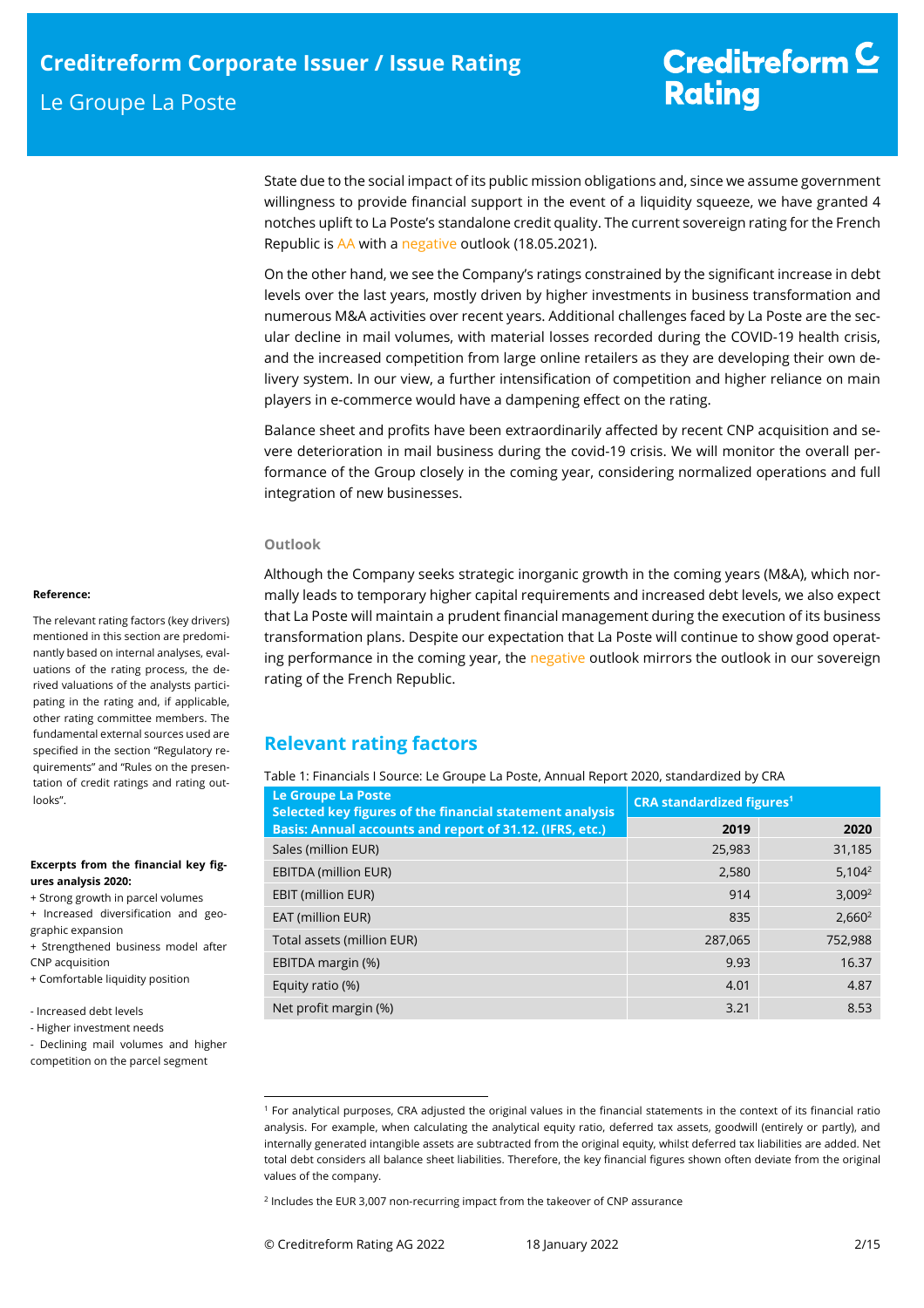State due to the social impact of its public mission obligations and, since we assume government willingness to provide financial support in the event of a liquidity squeeze, we have granted 4 notches uplift to La Poste's standalone credit quality. The current sovereign rating for the French Republic is AA with a negative outlook (18.05.2021).

On the other hand, we see the Company's ratings constrained by the significant increase in debt levels over the last years, mostly driven by higher investments in business transformation and numerous M&A activities over recent years. Additional challenges faced by La Poste are the secular decline in mail volumes, with material losses recorded during the COVID-19 health crisis, and the increased competition from large online retailers as they are developing their own delivery system. In our view, a further intensification of competition and higher reliance on main players in e-commerce would have a dampening effect on the rating.

Balance sheet and profits have been extraordinarily affected by recent CNP acquisition and severe deterioration in mail business during the covid-19 crisis. We will monitor the overall performance of the Group closely in the coming year, considering normalized operations and full integration of new businesses.

### Outlook

Although the Company seeks strategic inorganic growth in the coming years (M&A), which normally leads to temporary higher capital requirements and increased debt levels, we also expect that La Poste will maintain a prudent financial management during the execution of its business transformation plans. Despite our expectation that La Poste will continue to show good operating performance in the coming year, the negative outlook mirrors the outlook in our sovereign rating of the French Republic.

**Reference:**

The relevant rating factors (key drivers) mentioned in this section are predominantly based on internal analyses, evaluations of the rating process, the derived valuations of the analysts participating in the rating and, if applicable, other rating committee members. The fundamental external sources used are specified in the section "Regulatory requirements" and "Rules on the presentation of credit ratings and rating outlooks".

**Excerpts from the financial key figures analysis 2020:**

+ Strong growth in parcel volumes
+ Increased diversification and geographic expansion
+ Strengthened business model after CNP acquisition
+ Comfortable liquidity position

- Increased debt levels
- Higher investment needs
- Declining mail volumes and higher competition on the parcel segment

## Relevant rating factors

Table 1: Financials I Source: Le Groupe La Poste, Annual Report 2020, standardized by CRA

| Le Groupe La Poste<br>Selected key figures of the financial statement analysis<br>Basis: Annual accounts and report of 31.12. (IFRS, etc.) | CRA standardized figures[1] | |
|---|---|---|
| | 2019 | 2020 |
| Sales (million EUR) | 25,983 | 31,185 |
| EBITDA (million EUR) | 2,580 | 5,104[2] |
| EBIT (million EUR) | 914 | 3,009[2] |
| EAT (million EUR) | 835 | 2,660[2] |
| Total assets (million EUR) | 287,065 | 752,988 |
| EBITDA margin (%) | 9.93 | 16.37 |
| Equity ratio (%) | 4.01 | 4.87 |
| Net profit margin (%) | 3.21 | 8.53 |

[1] For analytical purposes, CRA adjusted the original values in the financial statements in the context of its financial ratio analysis. For example, when calculating the analytical equity ratio, deferred tax assets, goodwill (entirely or partly), and internally generated intangible assets are subtracted from the original equity, whilst deferred tax liabilities are added. Net total debt considers all balance sheet liabilities. Therefore, the key financial figures shown often deviate from the original values of the company.

[2] Includes the EUR 3,007 non-recurring impact from the takeover of CNP assurance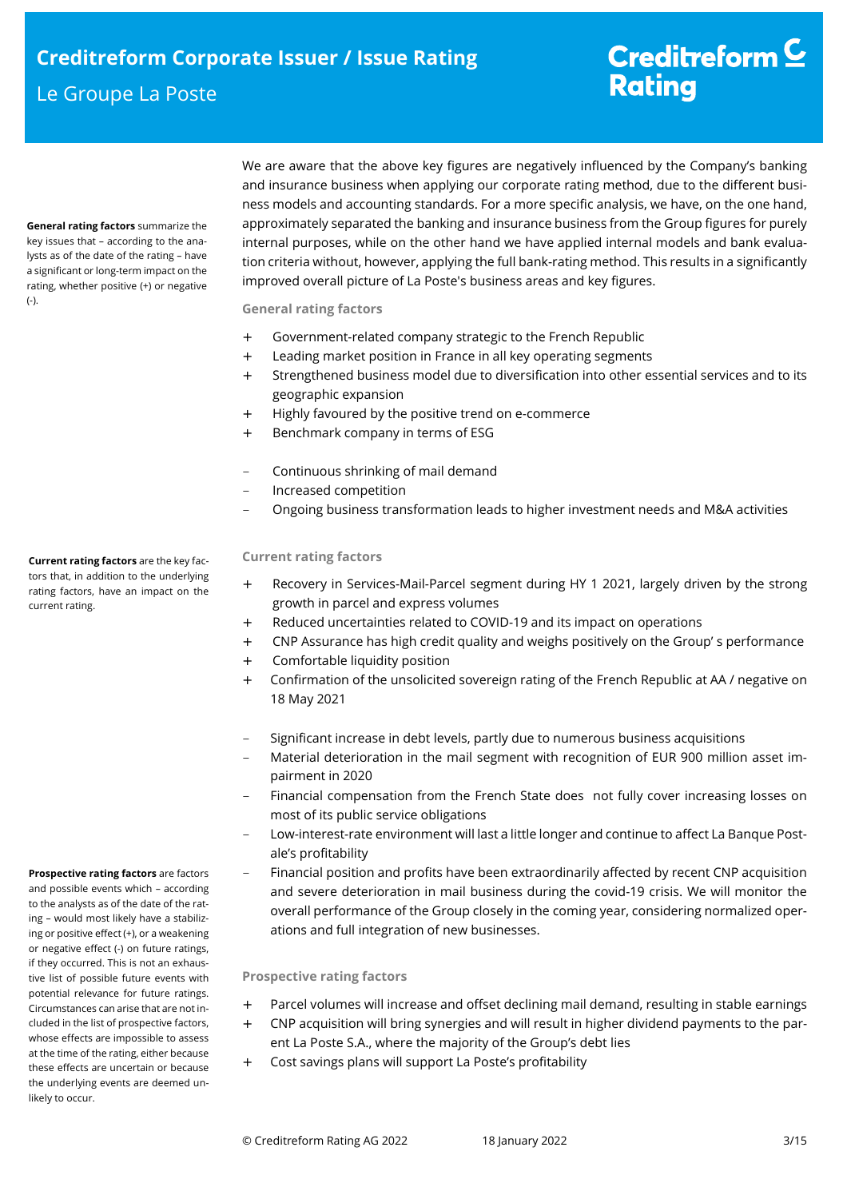We are aware that the above key figures are negatively influenced by the Company's banking and insurance business when applying our corporate rating method, due to the different business models and accounting standards. For a more specific analysis, we have, on the one hand, approximately separated the banking and insurance business from the Group figures for purely internal purposes, while on the other hand we have applied internal models and bank evaluation criteria without, however, applying the full bank-rating method. This results in a significantly improved overall picture of La Poste's business areas and key figures.

**General rating factors** summarize the key issues that – according to the analysts as of the date of the rating – have a significant or long-term impact on the rating, whether positive (+) or negative (-).

### General rating factors

+ Government-related company strategic to the French Republic
+ Leading market position in France in all key operating segments
+ Strengthened business model due to diversification into other essential services and to its geographic expansion
+ Highly favoured by the positive trend on e-commerce
+ Benchmark company in terms of ESG

– Continuous shrinking of mail demand
– Increased competition
– Ongoing business transformation leads to higher investment needs and M&A activities

**Current rating factors** are the key factors that, in addition to the underlying rating factors, have an impact on the current rating.

### Current rating factors

+ Recovery in Services-Mail-Parcel segment during HY 1 2021, largely driven by the strong growth in parcel and express volumes
+ Reduced uncertainties related to COVID-19 and its impact on operations
+ CNP Assurance has high credit quality and weighs positively on the Group' s performance
+ Comfortable liquidity position
+ Confirmation of the unsolicited sovereign rating of the French Republic at AA / negative on 18 May 2021

– Significant increase in debt levels, partly due to numerous business acquisitions
– Material deterioration in the mail segment with recognition of EUR 900 million asset impairment in 2020
– Financial compensation from the French State does not fully cover increasing losses on most of its public service obligations
– Low-interest-rate environment will last a little longer and continue to affect La Banque Postale's profitability
– Financial position and profits have been extraordinarily affected by recent CNP acquisition and severe deterioration in mail business during the covid-19 crisis. We will monitor the overall performance of the Group closely in the coming year, considering normalized operations and full integration of new businesses.

**Prospective rating factors** are factors and possible events which – according to the analysts as of the date of the rating – would most likely have a stabilizing or positive effect (+), or a weakening or negative effect (-) on future ratings, if they occurred. This is not an exhaustive list of possible future events with potential relevance for future ratings. Circumstances can arise that are not included in the list of prospective factors, whose effects are impossible to assess at the time of the rating, either because these effects are uncertain or because the underlying events are deemed unlikely to occur.

### Prospective rating factors

+ Parcel volumes will increase and offset declining mail demand, resulting in stable earnings
+ CNP acquisition will bring synergies and will result in higher dividend payments to the parent La Poste S.A., where the majority of the Group's debt lies
+ Cost savings plans will support La Poste's profitability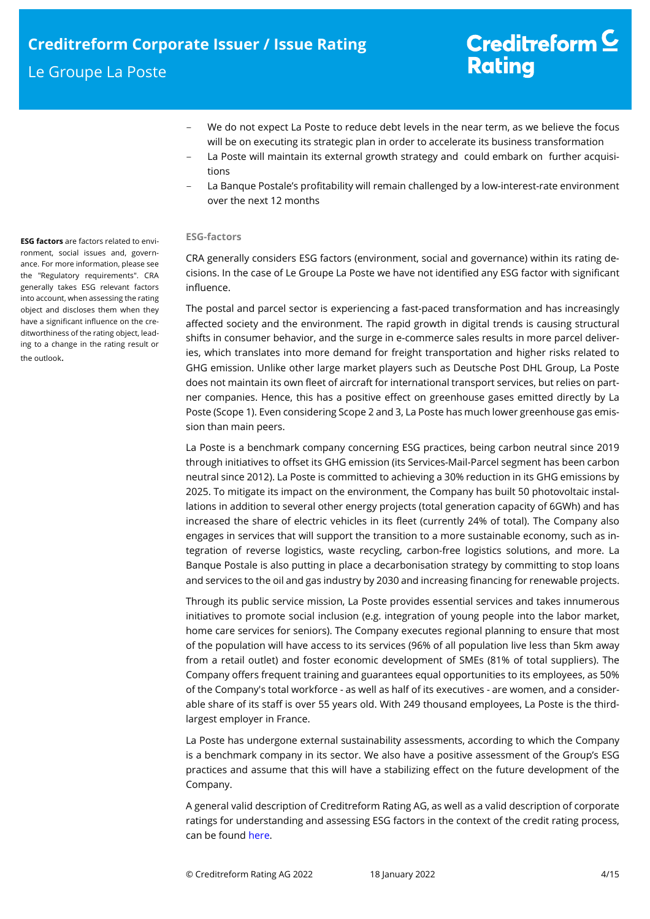- We do not expect La Poste to reduce debt levels in the near term, as we believe the focus will be on executing its strategic plan in order to accelerate its business transformation
- La Poste will maintain its external growth strategy and could embark on further acquisitions
- La Banque Postale's profitability will remain challenged by a low-interest-rate environment over the next 12 months

**ESG factors** are factors related to environment, social issues and, governance. For more information, please see the "Regulatory requirements". CRA generally takes ESG relevant factors into account, when assessing the rating object and discloses them when they have a significant influence on the creditworthiness of the rating object, leading to a change in the rating result or the outlook.

### ESG-factors

CRA generally considers ESG factors (environment, social and governance) within its rating decisions. In the case of Le Groupe La Poste we have not identified any ESG factor with significant influence.

The postal and parcel sector is experiencing a fast-paced transformation and has increasingly affected society and the environment. The rapid growth in digital trends is causing structural shifts in consumer behavior, and the surge in e-commerce sales results in more parcel deliveries, which translates into more demand for freight transportation and higher risks related to GHG emission. Unlike other large market players such as Deutsche Post DHL Group, La Poste does not maintain its own fleet of aircraft for international transport services, but relies on partner companies. Hence, this has a positive effect on greenhouse gases emitted directly by La Poste (Scope 1). Even considering Scope 2 and 3, La Poste has much lower greenhouse gas emission than main peers.

La Poste is a benchmark company concerning ESG practices, being carbon neutral since 2019 through initiatives to offset its GHG emission (its Services-Mail-Parcel segment has been carbon neutral since 2012). La Poste is committed to achieving a 30% reduction in its GHG emissions by 2025. To mitigate its impact on the environment, the Company has built 50 photovoltaic installations in addition to several other energy projects (total generation capacity of 6GWh) and has increased the share of electric vehicles in its fleet (currently 24% of total). The Company also engages in services that will support the transition to a more sustainable economy, such as integration of reverse logistics, waste recycling, carbon-free logistics solutions, and more. La Banque Postale is also putting in place a decarbonisation strategy by committing to stop loans and services to the oil and gas industry by 2030 and increasing financing for renewable projects.

Through its public service mission, La Poste provides essential services and takes innumerous initiatives to promote social inclusion (e.g. integration of young people into the labor market, home care services for seniors). The Company executes regional planning to ensure that most of the population will have access to its services (96% of all population live less than 5km away from a retail outlet) and foster economic development of SMEs (81% of total suppliers). The Company offers frequent training and guarantees equal opportunities to its employees, as 50% of the Company's total workforce - as well as half of its executives - are women, and a considerable share of its staff is over 55 years old. With 249 thousand employees, La Poste is the third-largest employer in France.

La Poste has undergone external sustainability assessments, according to which the Company is a benchmark company in its sector. We also have a positive assessment of the Group's ESG practices and assume that this will have a stabilizing effect on the future development of the Company.

A general valid description of Creditreform Rating AG, as well as a valid description of corporate ratings for understanding and assessing ESG factors in the context of the credit rating process, can be found here.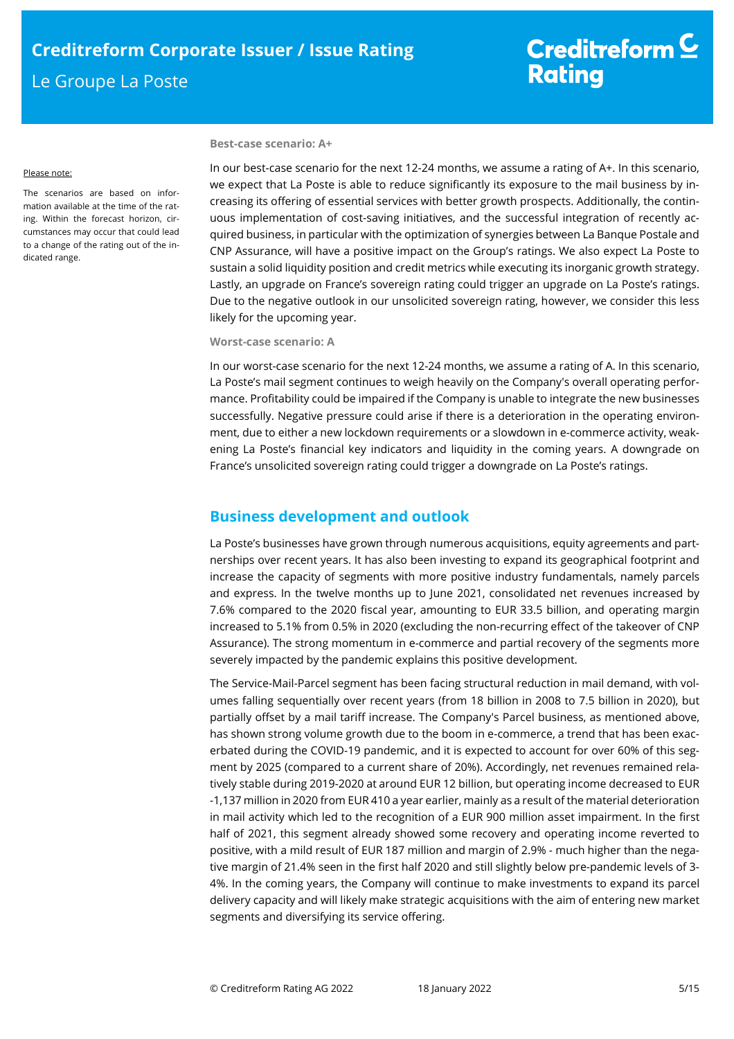Please note:

The scenarios are based on information available at the time of the rating. Within the forecast horizon, circumstances may occur that could lead to a change of the rating out of the indicated range.

**Best-case scenario: A+**

In our best-case scenario for the next 12-24 months, we assume a rating of A+. In this scenario, we expect that La Poste is able to reduce significantly its exposure to the mail business by increasing its offering of essential services with better growth prospects. Additionally, the continuous implementation of cost-saving initiatives, and the successful integration of recently acquired business, in particular with the optimization of synergies between La Banque Postale and CNP Assurance, will have a positive impact on the Group's ratings. We also expect La Poste to sustain a solid liquidity position and credit metrics while executing its inorganic growth strategy. Lastly, an upgrade on France's sovereign rating could trigger an upgrade on La Poste's ratings. Due to the negative outlook in our unsolicited sovereign rating, however, we consider this less likely for the upcoming year.

**Worst-case scenario: A**

In our worst-case scenario for the next 12-24 months, we assume a rating of A. In this scenario, La Poste's mail segment continues to weigh heavily on the Company's overall operating performance. Profitability could be impaired if the Company is unable to integrate the new businesses successfully. Negative pressure could arise if there is a deterioration in the operating environment, due to either a new lockdown requirements or a slowdown in e-commerce activity, weakening La Poste's financial key indicators and liquidity in the coming years. A downgrade on France's unsolicited sovereign rating could trigger a downgrade on La Poste's ratings.

## Business development and outlook

La Poste's businesses have grown through numerous acquisitions, equity agreements and partnerships over recent years. It has also been investing to expand its geographical footprint and increase the capacity of segments with more positive industry fundamentals, namely parcels and express. In the twelve months up to June 2021, consolidated net revenues increased by 7.6% compared to the 2020 fiscal year, amounting to EUR 33.5 billion, and operating margin increased to 5.1% from 0.5% in 2020 (excluding the non-recurring effect of the takeover of CNP Assurance). The strong momentum in e-commerce and partial recovery of the segments more severely impacted by the pandemic explains this positive development.

The Service-Mail-Parcel segment has been facing structural reduction in mail demand, with volumes falling sequentially over recent years (from 18 billion in 2008 to 7.5 billion in 2020), but partially offset by a mail tariff increase. The Company's Parcel business, as mentioned above, has shown strong volume growth due to the boom in e-commerce, a trend that has been exacerbated during the COVID-19 pandemic, and it is expected to account for over 60% of this segment by 2025 (compared to a current share of 20%). Accordingly, net revenues remained relatively stable during 2019-2020 at around EUR 12 billion, but operating income decreased to EUR -1,137 million in 2020 from EUR 410 a year earlier, mainly as a result of the material deterioration in mail activity which led to the recognition of a EUR 900 million asset impairment. In the first half of 2021, this segment already showed some recovery and operating income reverted to positive, with a mild result of EUR 187 million and margin of 2.9% - much higher than the negative margin of 21.4% seen in the first half 2020 and still slightly below pre-pandemic levels of 3-4%. In the coming years, the Company will continue to make investments to expand its parcel delivery capacity and will likely make strategic acquisitions with the aim of entering new market segments and diversifying its service offering.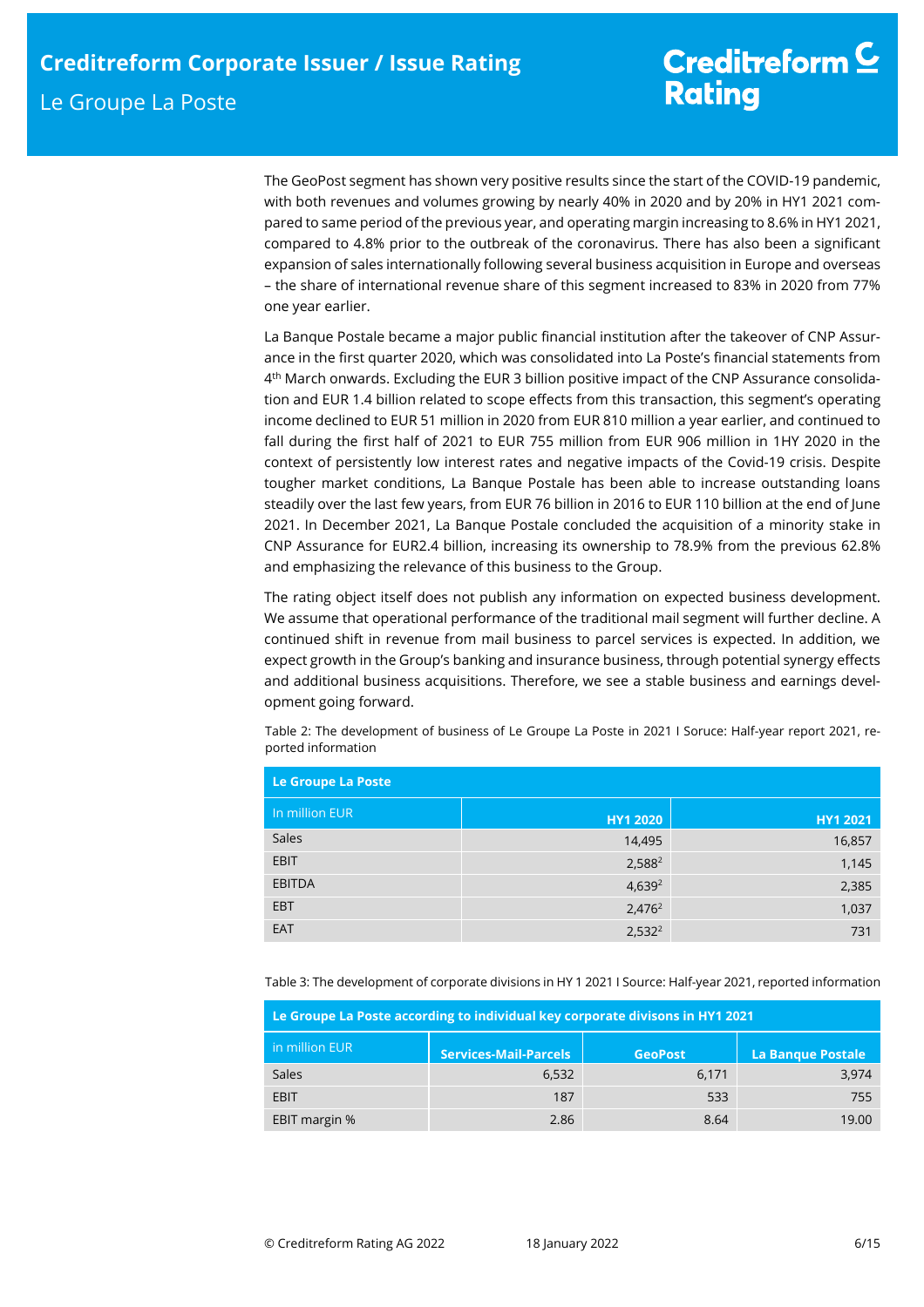The GeoPost segment has shown very positive results since the start of the COVID-19 pandemic, with both revenues and volumes growing by nearly 40% in 2020 and by 20% in HY1 2021 compared to same period of the previous year, and operating margin increasing to 8.6% in HY1 2021, compared to 4.8% prior to the outbreak of the coronavirus. There has also been a significant expansion of sales internationally following several business acquisition in Europe and overseas – the share of international revenue share of this segment increased to 83% in 2020 from 77% one year earlier.

La Banque Postale became a major public financial institution after the takeover of CNP Assurance in the first quarter 2020, which was consolidated into La Poste's financial statements from 4th March onwards. Excluding the EUR 3 billion positive impact of the CNP Assurance consolidation and EUR 1.4 billion related to scope effects from this transaction, this segment's operating income declined to EUR 51 million in 2020 from EUR 810 million a year earlier, and continued to fall during the first half of 2021 to EUR 755 million from EUR 906 million in 1HY 2020 in the context of persistently low interest rates and negative impacts of the Covid-19 crisis. Despite tougher market conditions, La Banque Postale has been able to increase outstanding loans steadily over the last few years, from EUR 76 billion in 2016 to EUR 110 billion at the end of June 2021. In December 2021, La Banque Postale concluded the acquisition of a minority stake in CNP Assurance for EUR2.4 billion, increasing its ownership to 78.9% from the previous 62.8% and emphasizing the relevance of this business to the Group.

The rating object itself does not publish any information on expected business development. We assume that operational performance of the traditional mail segment will further decline. A continued shift in revenue from mail business to parcel services is expected. In addition, we expect growth in the Group's banking and insurance business, through potential synergy effects and additional business acquisitions. Therefore, we see a stable business and earnings development going forward.

Table 2: The development of business of Le Groupe La Poste in 2021 I Soruce: Half-year report 2021, reported information

| Le Groupe La Poste | | |
|---|---|---|
| In million EUR | HY1 2020 | HY1 2021 |
| Sales | 14,495 | 16,857 |
| EBIT | 2,588[2] | 1,145 |
| EBITDA | 4,639[2] | 2,385 |
| EBT | 2,476[2] | 1,037 |
| EAT | 2,532[2] | 731 |

Table 3: The development of corporate divisions in HY 1 2021 I Source: Half-year 2021, reported information

| Le Groupe La Poste according to individual key corporate divisons in HY1 2021 | | | |
|---|---|---|---|
| in million EUR | Services-Mail-Parcels | GeoPost | La Banque Postale |
| Sales | 6,532 | 6,171 | 3,974 |
| EBIT | 187 | 533 | 755 |
| EBIT margin % | 2.86 | 8.64 | 19.00 |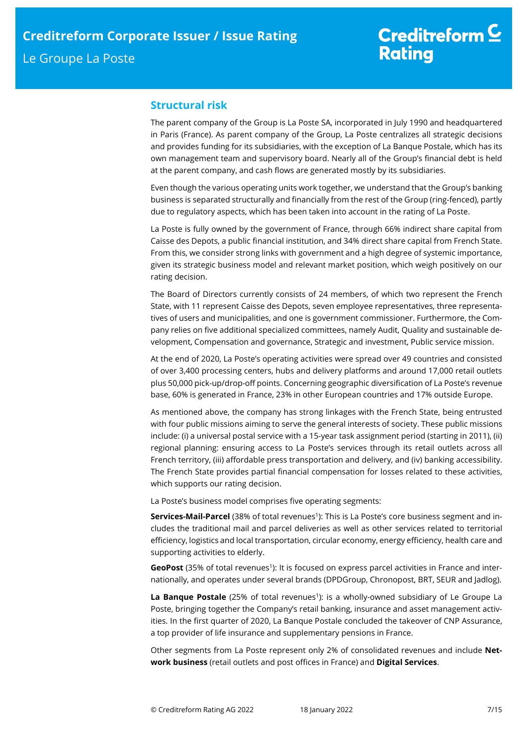## Structural risk

The parent company of the Group is La Poste SA, incorporated in July 1990 and headquartered in Paris (France). As parent company of the Group, La Poste centralizes all strategic decisions and provides funding for its subsidiaries, with the exception of La Banque Postale, which has its own management team and supervisory board. Nearly all of the Group's financial debt is held at the parent company, and cash flows are generated mostly by its subsidiaries.

Even though the various operating units work together, we understand that the Group's banking business is separated structurally and financially from the rest of the Group (ring-fenced), partly due to regulatory aspects, which has been taken into account in the rating of La Poste.

La Poste is fully owned by the government of France, through 66% indirect share capital from Caisse des Depots, a public financial institution, and 34% direct share capital from French State. From this, we consider strong links with government and a high degree of systemic importance, given its strategic business model and relevant market position, which weigh positively on our rating decision.

The Board of Directors currently consists of 24 members, of which two represent the French State, with 11 represent Caisse des Depots, seven employee representatives, three representatives of users and municipalities, and one is government commissioner. Furthermore, the Company relies on five additional specialized committees, namely Audit, Quality and sustainable development, Compensation and governance, Strategic and investment, Public service mission.

At the end of 2020, La Poste's operating activities were spread over 49 countries and consisted of over 3,400 processing centers, hubs and delivery platforms and around 17,000 retail outlets plus 50,000 pick-up/drop-off points. Concerning geographic diversification of La Poste's revenue base, 60% is generated in France, 23% in other European countries and 17% outside Europe.

As mentioned above, the company has strong linkages with the French State, being entrusted with four public missions aiming to serve the general interests of society. These public missions include: (i) a universal postal service with a 15-year task assignment period (starting in 2011), (ii) regional planning: ensuring access to La Poste's services through its retail outlets across all French territory, (iii) affordable press transportation and delivery, and (iv) banking accessibility. The French State provides partial financial compensation for losses related to these activities, which supports our rating decision.

La Poste's business model comprises five operating segments:

**Services-Mail-Parcel** (38% of total revenues[1]): This is La Poste's core business segment and includes the traditional mail and parcel deliveries as well as other services related to territorial efficiency, logistics and local transportation, circular economy, energy efficiency, health care and supporting activities to elderly.

**GeoPost** (35% of total revenues[1]): It is focused on express parcel activities in France and internationally, and operates under several brands (DPDGroup, Chronopost, BRT, SEUR and Jadlog).

**La Banque Postale** (25% of total revenues[1]): is a wholly-owned subsidiary of Le Groupe La Poste, bringing together the Company's retail banking, insurance and asset management activities. In the first quarter of 2020, La Banque Postale concluded the takeover of CNP Assurance, a top provider of life insurance and supplementary pensions in France.

Other segments from La Poste represent only 2% of consolidated revenues and include **Network business** (retail outlets and post offices in France) and **Digital Services**.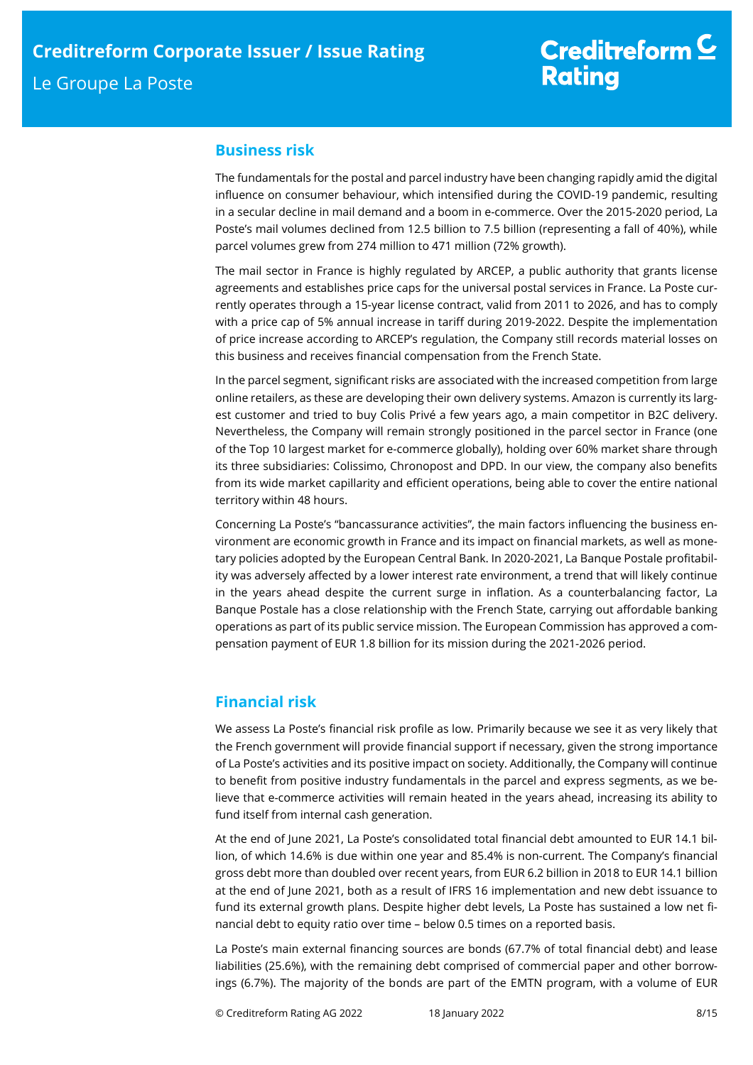## Business risk

The fundamentals for the postal and parcel industry have been changing rapidly amid the digital influence on consumer behaviour, which intensified during the COVID-19 pandemic, resulting in a secular decline in mail demand and a boom in e-commerce. Over the 2015-2020 period, La Poste's mail volumes declined from 12.5 billion to 7.5 billion (representing a fall of 40%), while parcel volumes grew from 274 million to 471 million (72% growth).

The mail sector in France is highly regulated by ARCEP, a public authority that grants license agreements and establishes price caps for the universal postal services in France. La Poste currently operates through a 15-year license contract, valid from 2011 to 2026, and has to comply with a price cap of 5% annual increase in tariff during 2019-2022. Despite the implementation of price increase according to ARCEP's regulation, the Company still records material losses on this business and receives financial compensation from the French State.

In the parcel segment, significant risks are associated with the increased competition from large online retailers, as these are developing their own delivery systems. Amazon is currently its largest customer and tried to buy Colis Privé a few years ago, a main competitor in B2C delivery. Nevertheless, the Company will remain strongly positioned in the parcel sector in France (one of the Top 10 largest market for e-commerce globally), holding over 60% market share through its three subsidiaries: Colissimo, Chronopost and DPD. In our view, the company also benefits from its wide market capillarity and efficient operations, being able to cover the entire national territory within 48 hours.

Concerning La Poste's "bancassurance activities", the main factors influencing the business environment are economic growth in France and its impact on financial markets, as well as monetary policies adopted by the European Central Bank. In 2020-2021, La Banque Postale profitability was adversely affected by a lower interest rate environment, a trend that will likely continue in the years ahead despite the current surge in inflation. As a counterbalancing factor, La Banque Postale has a close relationship with the French State, carrying out affordable banking operations as part of its public service mission. The European Commission has approved a compensation payment of EUR 1.8 billion for its mission during the 2021-2026 period.

## Financial risk

We assess La Poste's financial risk profile as low. Primarily because we see it as very likely that the French government will provide financial support if necessary, given the strong importance of La Poste's activities and its positive impact on society. Additionally, the Company will continue to benefit from positive industry fundamentals in the parcel and express segments, as we believe that e-commerce activities will remain heated in the years ahead, increasing its ability to fund itself from internal cash generation.

At the end of June 2021, La Poste's consolidated total financial debt amounted to EUR 14.1 billion, of which 14.6% is due within one year and 85.4% is non-current. The Company's financial gross debt more than doubled over recent years, from EUR 6.2 billion in 2018 to EUR 14.1 billion at the end of June 2021, both as a result of IFRS 16 implementation and new debt issuance to fund its external growth plans. Despite higher debt levels, La Poste has sustained a low net financial debt to equity ratio over time – below 0.5 times on a reported basis.

La Poste's main external financing sources are bonds (67.7% of total financial debt) and lease liabilities (25.6%), with the remaining debt comprised of commercial paper and other borrowings (6.7%). The majority of the bonds are part of the EMTN program, with a volume of EUR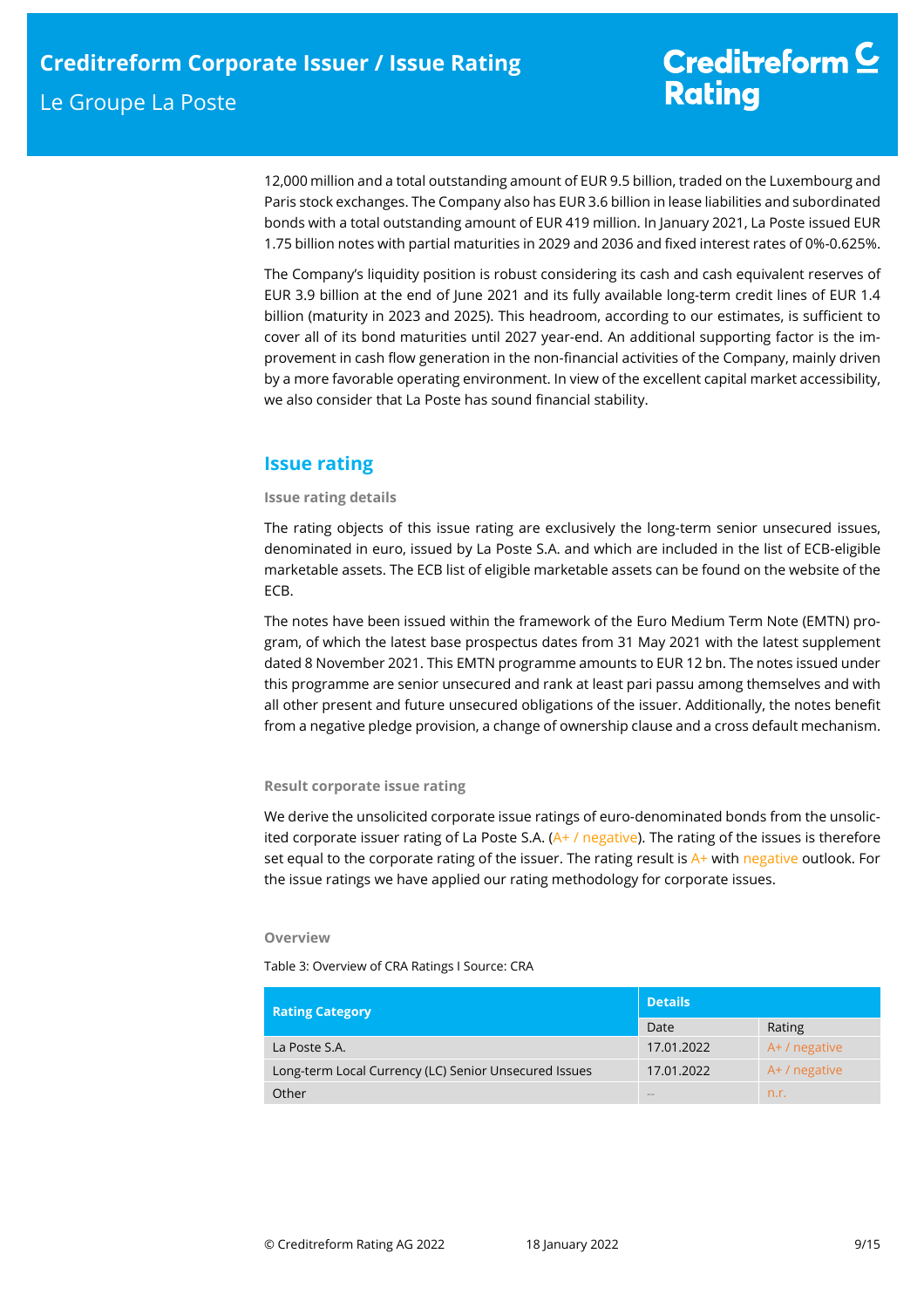12,000 million and a total outstanding amount of EUR 9.5 billion, traded on the Luxembourg and Paris stock exchanges. The Company also has EUR 3.6 billion in lease liabilities and subordinated bonds with a total outstanding amount of EUR 419 million. In January 2021, La Poste issued EUR 1.75 billion notes with partial maturities in 2029 and 2036 and fixed interest rates of 0%-0.625%.

The Company's liquidity position is robust considering its cash and cash equivalent reserves of EUR 3.9 billion at the end of June 2021 and its fully available long-term credit lines of EUR 1.4 billion (maturity in 2023 and 2025). This headroom, according to our estimates, is sufficient to cover all of its bond maturities until 2027 year-end. An additional supporting factor is the improvement in cash flow generation in the non-financial activities of the Company, mainly driven by a more favorable operating environment. In view of the excellent capital market accessibility, we also consider that La Poste has sound financial stability.

## Issue rating

### Issue rating details

The rating objects of this issue rating are exclusively the long-term senior unsecured issues, denominated in euro, issued by La Poste S.A. and which are included in the list of ECB-eligible marketable assets. The ECB list of eligible marketable assets can be found on the website of the ECB.

The notes have been issued within the framework of the Euro Medium Term Note (EMTN) program, of which the latest base prospectus dates from 31 May 2021 with the latest supplement dated 8 November 2021. This EMTN programme amounts to EUR 12 bn. The notes issued under this programme are senior unsecured and rank at least pari passu among themselves and with all other present and future unsecured obligations of the issuer. Additionally, the notes benefit from a negative pledge provision, a change of ownership clause and a cross default mechanism.

### Result corporate issue rating

We derive the unsolicited corporate issue ratings of euro-denominated bonds from the unsolicited corporate issuer rating of La Poste S.A. (A+ / negative). The rating of the issues is therefore set equal to the corporate rating of the issuer. The rating result is A+ with negative outlook. For the issue ratings we have applied our rating methodology for corporate issues.

### Overview

Table 3: Overview of CRA Ratings I Source: CRA

| Rating Category | Details | |
|---|---|---|
| | Date | Rating |
| La Poste S.A. | 17.01.2022 | A+ / negative |
| Long-term Local Currency (LC) Senior Unsecured Issues | 17.01.2022 | A+ / negative |
| Other | -- | n.r. |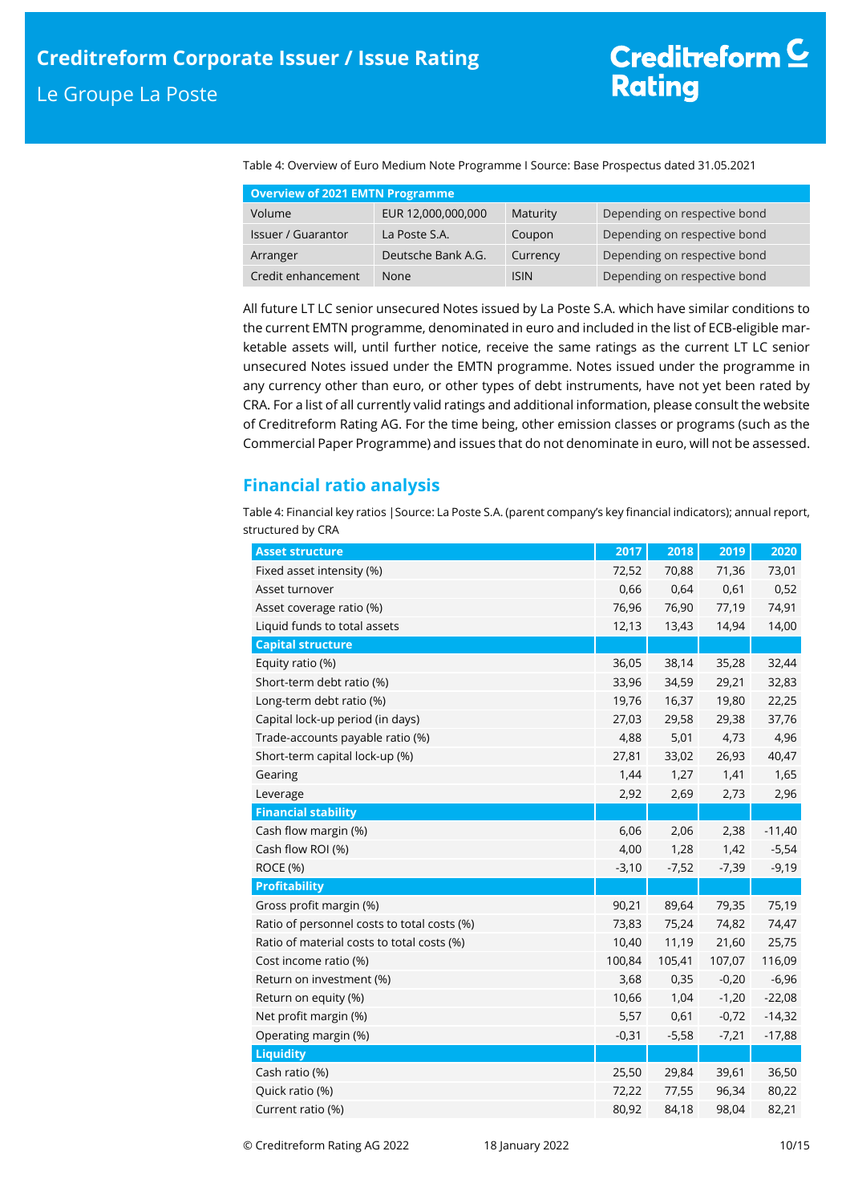Table 4: Overview of Euro Medium Note Programme I Source: Base Prospectus dated 31.05.2021

| Overview of 2021 EMTN Programme | | | |
|---|---|---|---|
| Volume | EUR 12,000,000,000 | Maturity | Depending on respective bond |
| Issuer / Guarantor | La Poste S.A. | Coupon | Depending on respective bond |
| Arranger | Deutsche Bank A.G. | Currency | Depending on respective bond |
| Credit enhancement | None | ISIN | Depending on respective bond |

All future LT LC senior unsecured Notes issued by La Poste S.A. which have similar conditions to the current EMTN programme, denominated in euro and included in the list of ECB-eligible marketable assets will, until further notice, receive the same ratings as the current LT LC senior unsecured Notes issued under the EMTN programme. Notes issued under the programme in any currency other than euro, or other types of debt instruments, have not yet been rated by CRA. For a list of all currently valid ratings and additional information, please consult the website of Creditreform Rating AG. For the time being, other emission classes or programs (such as the Commercial Paper Programme) and issues that do not denominate in euro, will not be assessed.

## Financial ratio analysis

Table 4: Financial key ratios |Source: La Poste S.A. (parent company's key financial indicators); annual report, structured by CRA

| Asset structure | 2017 | 2018 | 2019 | 2020 |
|---|---|---|---|---|
| Fixed asset intensity (%) | 72,52 | 70,88 | 71,36 | 73,01 |
| Asset turnover | 0,66 | 0,64 | 0,61 | 0,52 |
| Asset coverage ratio (%) | 76,96 | 76,90 | 77,19 | 74,91 |
| Liquid funds to total assets | 12,13 | 13,43 | 14,94 | 14,00 |
| **Capital structure** | | | | |
| Equity ratio (%) | 36,05 | 38,14 | 35,28 | 32,44 |
| Short-term debt ratio (%) | 33,96 | 34,59 | 29,21 | 32,83 |
| Long-term debt ratio (%) | 19,76 | 16,37 | 19,80 | 22,25 |
| Capital lock-up period (in days) | 27,03 | 29,58 | 29,38 | 37,76 |
| Trade-accounts payable ratio (%) | 4,88 | 5,01 | 4,73 | 4,96 |
| Short-term capital lock-up (%) | 27,81 | 33,02 | 26,93 | 40,47 |
| Gearing | 1,44 | 1,27 | 1,41 | 1,65 |
| Leverage | 2,92 | 2,69 | 2,73 | 2,96 |
| **Financial stability** | | | | |
| Cash flow margin (%) | 6,06 | 2,06 | 2,38 | -11,40 |
| Cash flow ROI (%) | 4,00 | 1,28 | 1,42 | -5,54 |
| ROCE (%) | -3,10 | -7,52 | -7,39 | -9,19 |
| **Profitability** | | | | |
| Gross profit margin (%) | 90,21 | 89,64 | 79,35 | 75,19 |
| Ratio of personnel costs to total costs (%) | 73,83 | 75,24 | 74,82 | 74,47 |
| Ratio of material costs to total costs (%) | 10,40 | 11,19 | 21,60 | 25,75 |
| Cost income ratio (%) | 100,84 | 105,41 | 107,07 | 116,09 |
| Return on investment (%) | 3,68 | 0,35 | -0,20 | -6,96 |
| Return on equity (%) | 10,66 | 1,04 | -1,20 | -22,08 |
| Net profit margin (%) | 5,57 | 0,61 | -0,72 | -14,32 |
| Operating margin (%) | -0,31 | -5,58 | -7,21 | -17,88 |
| **Liquidity** | | | | |
| Cash ratio (%) | 25,50 | 29,84 | 39,61 | 36,50 |
| Quick ratio (%) | 72,22 | 77,55 | 96,34 | 80,22 |
| Current ratio (%) | 80,92 | 84,18 | 98,04 | 82,21 |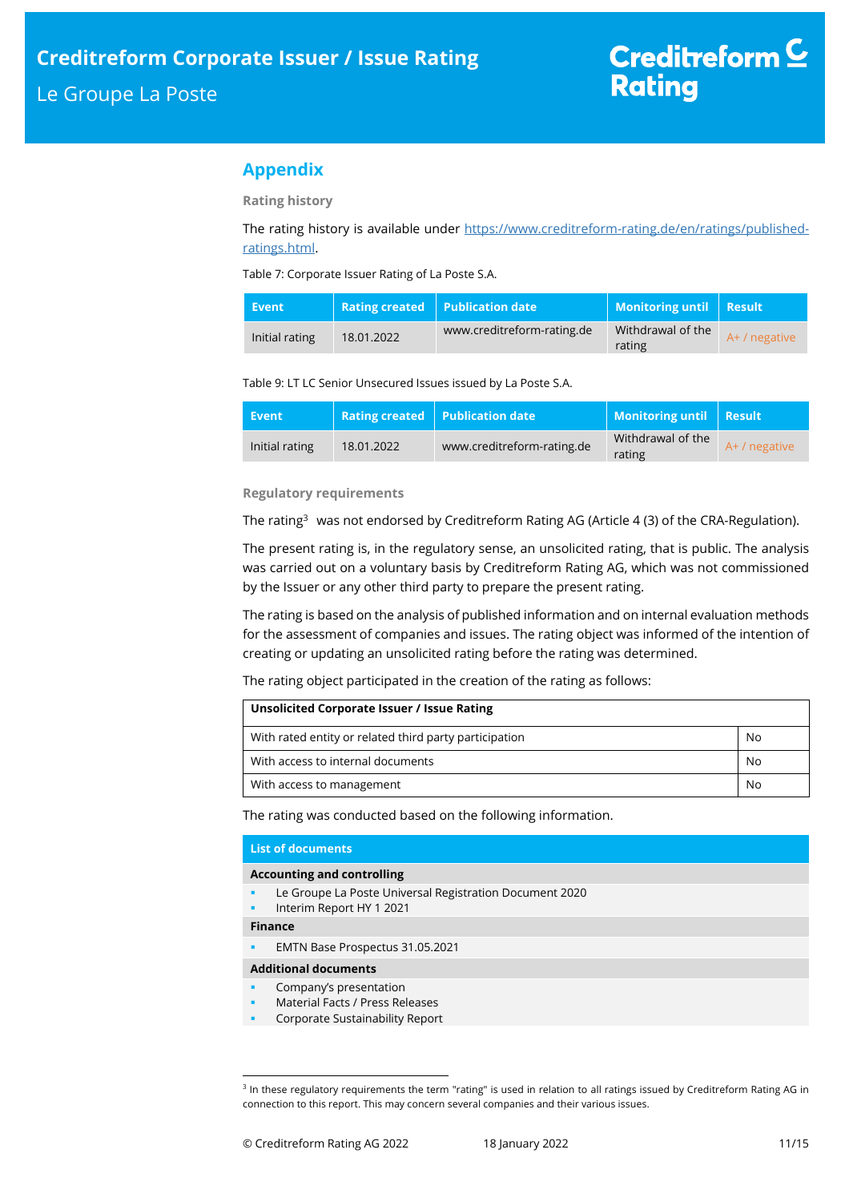## Appendix

### Rating history

The rating history is available under https://www.creditreform-rating.de/en/ratings/published-ratings.html.

Table 7: Corporate Issuer Rating of La Poste S.A.

| Event | Rating created | Publication date | Monitoring until | Result |
|---|---|---|---|---|
| Initial rating | 18.01.2022 | www.creditreform-rating.de | Withdrawal of the rating | A+ / negative |

Table 9: LT LC Senior Unsecured Issues issued by La Poste S.A.

| Event | Rating created | Publication date | Monitoring until | Result |
|---|---|---|---|---|
| Initial rating | 18.01.2022 | www.creditreform-rating.de | Withdrawal of the rating | A+ / negative |

### Regulatory requirements

The rating[3] was not endorsed by Creditreform Rating AG (Article 4 (3) of the CRA-Regulation).

The present rating is, in the regulatory sense, an unsolicited rating, that is public. The analysis was carried out on a voluntary basis by Creditreform Rating AG, which was not commissioned by the Issuer or any other third party to prepare the present rating.

The rating is based on the analysis of published information and on internal evaluation methods for the assessment of companies and issues. The rating object was informed of the intention of creating or updating an unsolicited rating before the rating was determined.

The rating object participated in the creation of the rating as follows:

| Unsolicited Corporate Issuer / Issue Rating | |
|---|---|
| With rated entity or related third party participation | No |
| With access to internal documents | No |
| With access to management | No |

The rating was conducted based on the following information.

**List of documents**

**Accounting and controlling**

- Le Groupe La Poste Universal Registration Document 2020
- Interim Report HY 1 2021

**Finance**

- EMTN Base Prospectus 31.05.2021

**Additional documents**

- Company's presentation
- Material Facts / Press Releases
- Corporate Sustainability Report

[3] In these regulatory requirements the term "rating" is used in relation to all ratings issued by Creditreform Rating AG in connection to this report. This may concern several companies and their various issues.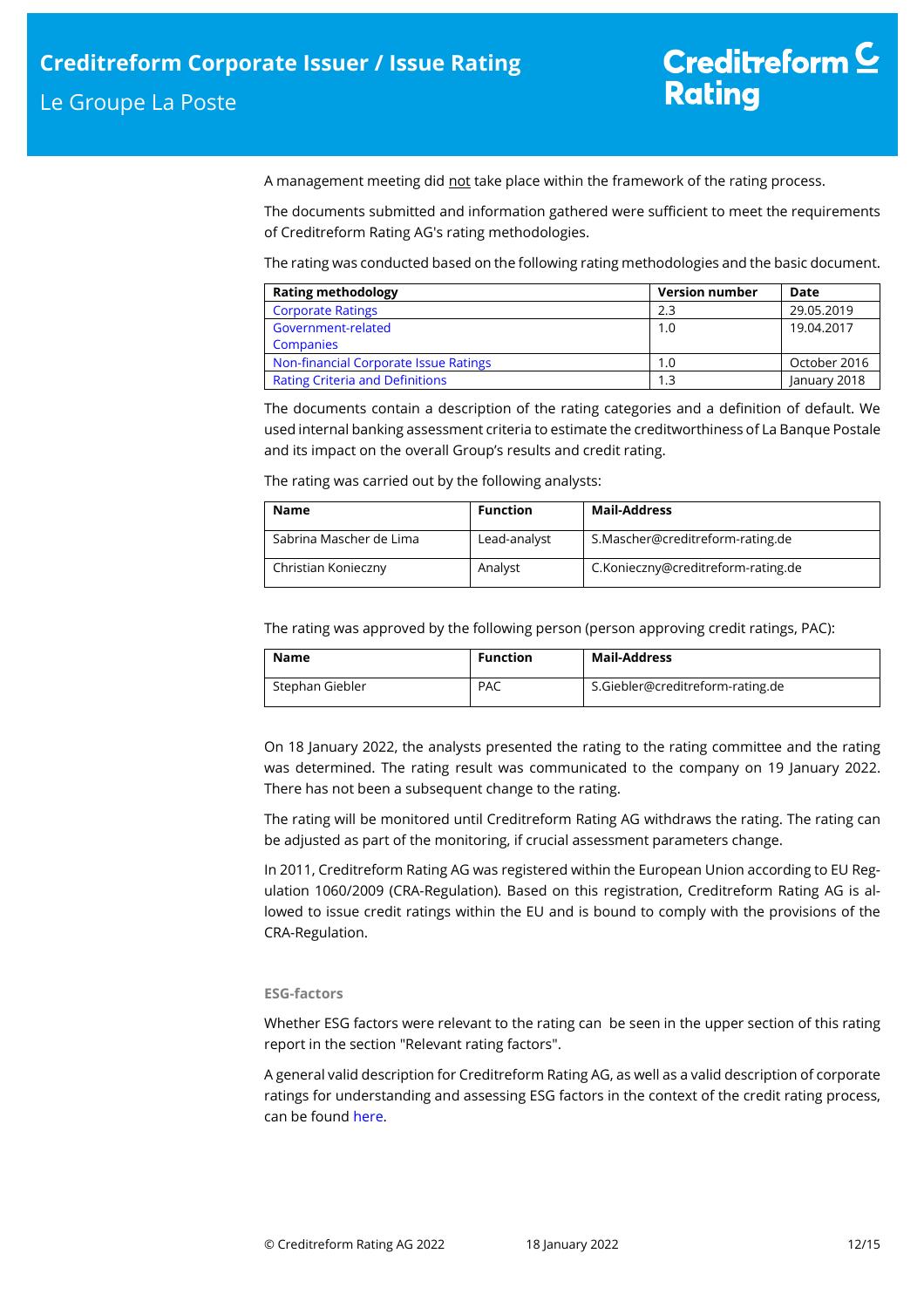A management meeting did not take place within the framework of the rating process.

The documents submitted and information gathered were sufficient to meet the requirements of Creditreform Rating AG's rating methodologies.

The rating was conducted based on the following rating methodologies and the basic document.

| Rating methodology | Version number | Date |
|---|---|---|
| Corporate Ratings | 2.3 | 29.05.2019 |
| Government-related Companies | 1.0 | 19.04.2017 |
| Non-financial Corporate Issue Ratings | 1.0 | October 2016 |
| Rating Criteria and Definitions | 1.3 | January 2018 |

The documents contain a description of the rating categories and a definition of default. We used internal banking assessment criteria to estimate the creditworthiness of La Banque Postale and its impact on the overall Group's results and credit rating.

The rating was carried out by the following analysts:

| Name | Function | Mail-Address |
|---|---|---|
| Sabrina Mascher de Lima | Lead-analyst | S.Mascher@creditreform-rating.de |
| Christian Konieczny | Analyst | C.Konieczny@creditreform-rating.de |

The rating was approved by the following person (person approving credit ratings, PAC):

| Name | Function | Mail-Address |
|---|---|---|
| Stephan Giebler | PAC | S.Giebler@creditreform-rating.de |

On 18 January 2022, the analysts presented the rating to the rating committee and the rating was determined. The rating result was communicated to the company on 19 January 2022. There has not been a subsequent change to the rating.

The rating will be monitored until Creditreform Rating AG withdraws the rating. The rating can be adjusted as part of the monitoring, if crucial assessment parameters change.

In 2011, Creditreform Rating AG was registered within the European Union according to EU Regulation 1060/2009 (CRA-Regulation). Based on this registration, Creditreform Rating AG is allowed to issue credit ratings within the EU and is bound to comply with the provisions of the CRA-Regulation.

### ESG-factors

Whether ESG factors were relevant to the rating can be seen in the upper section of this rating report in the section "Relevant rating factors".

A general valid description for Creditreform Rating AG, as well as a valid description of corporate ratings for understanding and assessing ESG factors in the context of the credit rating process, can be found here.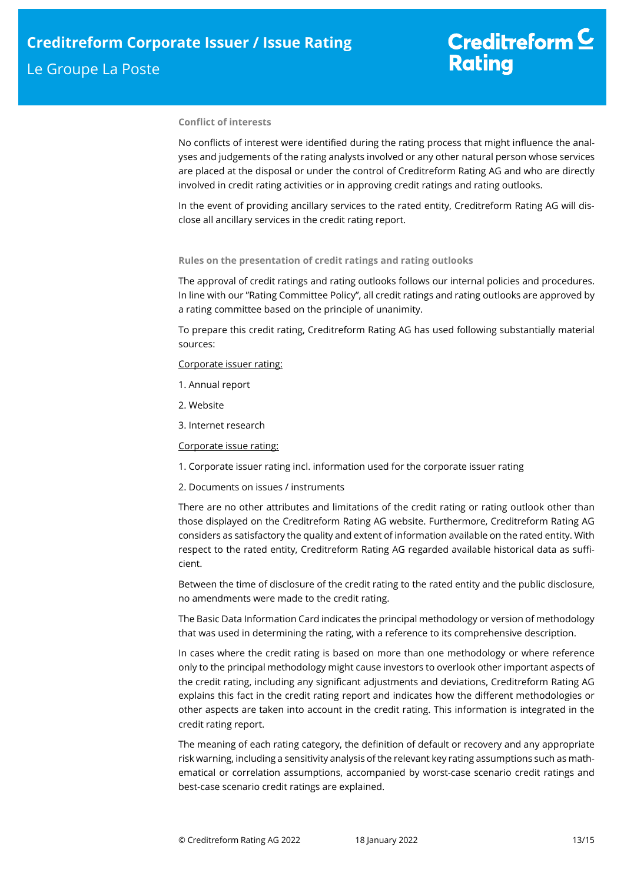### Conflict of interests

No conflicts of interest were identified during the rating process that might influence the analyses and judgements of the rating analysts involved or any other natural person whose services are placed at the disposal or under the control of Creditreform Rating AG and who are directly involved in credit rating activities or in approving credit ratings and rating outlooks.

In the event of providing ancillary services to the rated entity, Creditreform Rating AG will disclose all ancillary services in the credit rating report.

### Rules on the presentation of credit ratings and rating outlooks

The approval of credit ratings and rating outlooks follows our internal policies and procedures. In line with our "Rating Committee Policy", all credit ratings and rating outlooks are approved by a rating committee based on the principle of unanimity.

To prepare this credit rating, Creditreform Rating AG has used following substantially material sources:

Corporate issuer rating:

1. Annual report
2. Website
3. Internet research

Corporate issue rating:

1. Corporate issuer rating incl. information used for the corporate issuer rating
2. Documents on issues / instruments

There are no other attributes and limitations of the credit rating or rating outlook other than those displayed on the Creditreform Rating AG website. Furthermore, Creditreform Rating AG considers as satisfactory the quality and extent of information available on the rated entity. With respect to the rated entity, Creditreform Rating AG regarded available historical data as sufficient.

Between the time of disclosure of the credit rating to the rated entity and the public disclosure, no amendments were made to the credit rating.

The Basic Data Information Card indicates the principal methodology or version of methodology that was used in determining the rating, with a reference to its comprehensive description.

In cases where the credit rating is based on more than one methodology or where reference only to the principal methodology might cause investors to overlook other important aspects of the credit rating, including any significant adjustments and deviations, Creditreform Rating AG explains this fact in the credit rating report and indicates how the different methodologies or other aspects are taken into account in the credit rating. This information is integrated in the credit rating report.

The meaning of each rating category, the definition of default or recovery and any appropriate risk warning, including a sensitivity analysis of the relevant key rating assumptions such as mathematical or correlation assumptions, accompanied by worst-case scenario credit ratings and best-case scenario credit ratings are explained.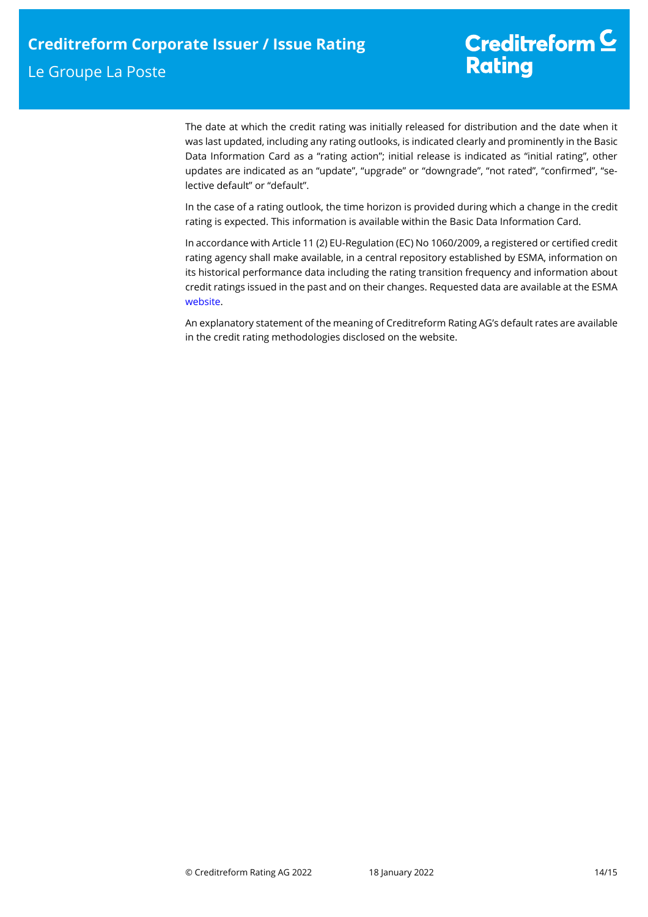The date at which the credit rating was initially released for distribution and the date when it was last updated, including any rating outlooks, is indicated clearly and prominently in the Basic Data Information Card as a "rating action"; initial release is indicated as "initial rating", other updates are indicated as an "update", "upgrade" or "downgrade", "not rated", "confirmed", "selective default" or "default".

In the case of a rating outlook, the time horizon is provided during which a change in the credit rating is expected. This information is available within the Basic Data Information Card.

In accordance with Article 11 (2) EU-Regulation (EC) No 1060/2009, a registered or certified credit rating agency shall make available, in a central repository established by ESMA, information on its historical performance data including the rating transition frequency and information about credit ratings issued in the past and on their changes. Requested data are available at the ESMA website.

An explanatory statement of the meaning of Creditreform Rating AG's default rates are available in the credit rating methodologies disclosed on the website.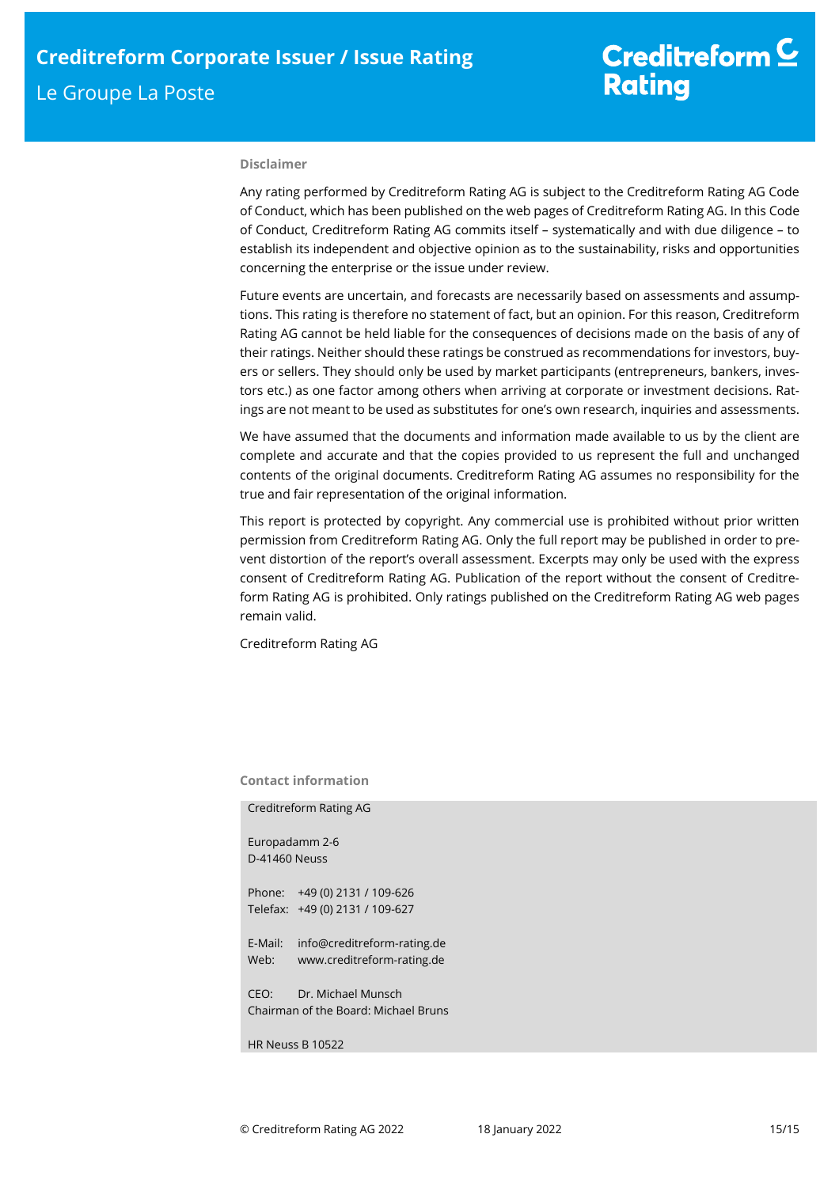## Disclaimer

Any rating performed by Creditreform Rating AG is subject to the Creditreform Rating AG Code of Conduct, which has been published on the web pages of Creditreform Rating AG. In this Code of Conduct, Creditreform Rating AG commits itself – systematically and with due diligence – to establish its independent and objective opinion as to the sustainability, risks and opportunities concerning the enterprise or the issue under review.

Future events are uncertain, and forecasts are necessarily based on assessments and assumptions. This rating is therefore no statement of fact, but an opinion. For this reason, Creditreform Rating AG cannot be held liable for the consequences of decisions made on the basis of any of their ratings. Neither should these ratings be construed as recommendations for investors, buyers or sellers. They should only be used by market participants (entrepreneurs, bankers, investors etc.) as one factor among others when arriving at corporate or investment decisions. Ratings are not meant to be used as substitutes for one's own research, inquiries and assessments.

We have assumed that the documents and information made available to us by the client are complete and accurate and that the copies provided to us represent the full and unchanged contents of the original documents. Creditreform Rating AG assumes no responsibility for the true and fair representation of the original information.

This report is protected by copyright. Any commercial use is prohibited without prior written permission from Creditreform Rating AG. Only the full report may be published in order to prevent distortion of the report's overall assessment. Excerpts may only be used with the express consent of Creditreform Rating AG. Publication of the report without the consent of Creditreform Rating AG is prohibited. Only ratings published on the Creditreform Rating AG web pages remain valid.

Creditreform Rating AG

## Contact information

Creditreform Rating AG

Europadamm 2-6
D-41460 Neuss

Phone: +49 (0) 2131 / 109-626
Telefax: +49 (0) 2131 / 109-627

E-Mail: info@creditreform-rating.de
Web: www.creditreform-rating.de

CEO: Dr. Michael Munsch
Chairman of the Board: Michael Bruns

HR Neuss B 10522